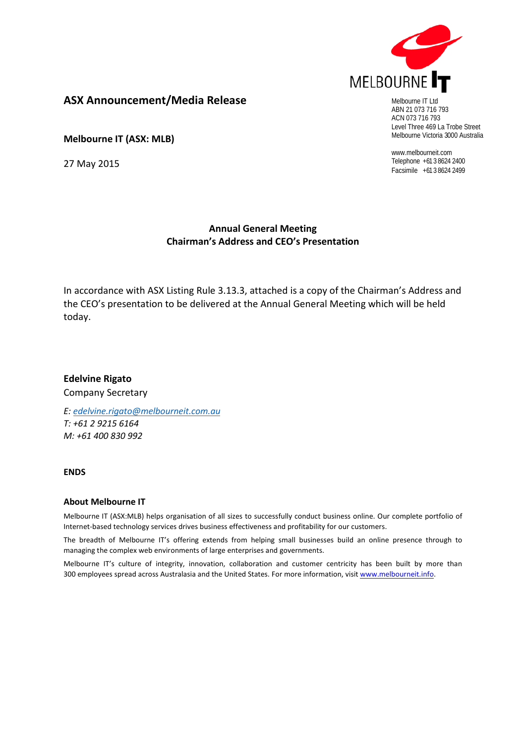MELBOURNE IT

Melbourne IT Ltd
ABN 21 073 716 793
ACN 073 716 793
Level Three 469 La Trobe Street
Melbourne Victoria 3000 Australia

www.melbourneit.com
Telephone +61 3 8624 2400
Facsimile +61 3 8624 2499

## ASX Announcement/Media Release

**Melbourne IT (ASX: MLB)**

27 May 2015

**Annual General Meeting**
**Chairman's Address and CEO's Presentation**

In accordance with ASX Listing Rule 3.13.3, attached is a copy of the Chairman's Address and the CEO's presentation to be delivered at the Annual General Meeting which will be held today.

**Edelvine Rigato**
Company Secretary

*E: edelvine.rigato@melbourneit.com.au*
*T: +61 2 9215 6164*
*M: +61 400 830 992*

**ENDS**

### About Melbourne IT

Melbourne IT (ASX:MLB) helps organisation of all sizes to successfully conduct business online. Our complete portfolio of Internet-based technology services drives business effectiveness and profitability for our customers.

The breadth of Melbourne IT's offering extends from helping small businesses build an online presence through to managing the complex web environments of large enterprises and governments.

Melbourne IT's culture of integrity, innovation, collaboration and customer centricity has been built by more than 300 employees spread across Australasia and the United States. For more information, visit www.melbourneit.info.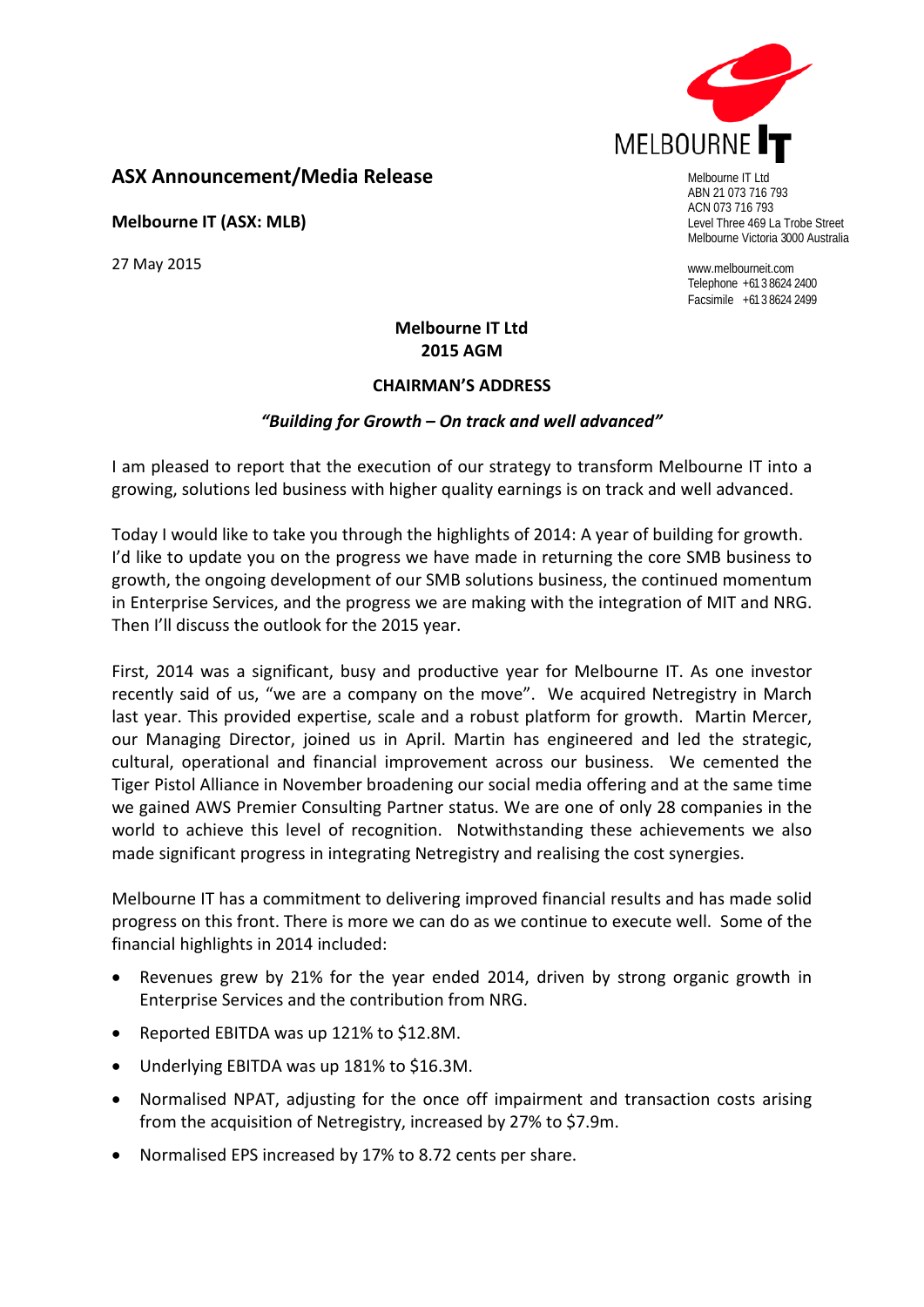## ASX Announcement/Media Release

**Melbourne IT (ASX: MLB)**

27 May 2015

Melbourne IT Ltd
ABN 21 073 716 793
ACN 073 716 793
Level Three 469 La Trobe Street
Melbourne Victoria 3000 Australia

www.melbourneit.com
Telephone +61 3 8624 2400
Facsimile +61 3 8624 2499

**Melbourne IT Ltd**
**2015 AGM**

**CHAIRMAN'S ADDRESS**

***"Building for Growth – On track and well advanced"***

I am pleased to report that the execution of our strategy to transform Melbourne IT into a growing, solutions led business with higher quality earnings is on track and well advanced.

Today I would like to take you through the highlights of 2014: A year of building for growth. I'd like to update you on the progress we have made in returning the core SMB business to growth, the ongoing development of our SMB solutions business, the continued momentum in Enterprise Services, and the progress we are making with the integration of MIT and NRG. Then I'll discuss the outlook for the 2015 year.

First, 2014 was a significant, busy and productive year for Melbourne IT. As one investor recently said of us, "we are a company on the move". We acquired Netregistry in March last year. This provided expertise, scale and a robust platform for growth. Martin Mercer, our Managing Director, joined us in April. Martin has engineered and led the strategic, cultural, operational and financial improvement across our business. We cemented the Tiger Pistol Alliance in November broadening our social media offering and at the same time we gained AWS Premier Consulting Partner status. We are one of only 28 companies in the world to achieve this level of recognition. Notwithstanding these achievements we also made significant progress in integrating Netregistry and realising the cost synergies.

Melbourne IT has a commitment to delivering improved financial results and has made solid progress on this front. There is more we can do as we continue to execute well. Some of the financial highlights in 2014 included:

- Revenues grew by 21% for the year ended 2014, driven by strong organic growth in Enterprise Services and the contribution from NRG.
- Reported EBITDA was up 121% to $12.8M.
- Underlying EBITDA was up 181% to $16.3M.
- Normalised NPAT, adjusting for the once off impairment and transaction costs arising from the acquisition of Netregistry, increased by 27% to $7.9m.
- Normalised EPS increased by 17% to 8.72 cents per share.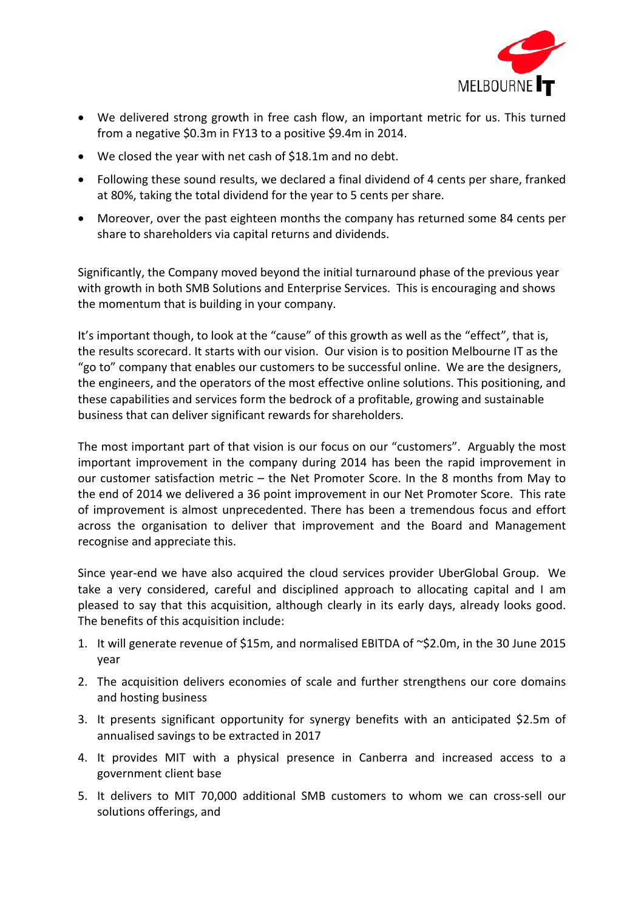- We delivered strong growth in free cash flow, an important metric for us. This turned from a negative \$0.3m in FY13 to a positive \$9.4m in 2014.
- We closed the year with net cash of \$18.1m and no debt.
- Following these sound results, we declared a final dividend of 4 cents per share, franked at 80%, taking the total dividend for the year to 5 cents per share.
- Moreover, over the past eighteen months the company has returned some 84 cents per share to shareholders via capital returns and dividends.

Significantly, the Company moved beyond the initial turnaround phase of the previous year with growth in both SMB Solutions and Enterprise Services. This is encouraging and shows the momentum that is building in your company.

It's important though, to look at the "cause" of this growth as well as the "effect", that is, the results scorecard. It starts with our vision. Our vision is to position Melbourne IT as the "go to" company that enables our customers to be successful online. We are the designers, the engineers, and the operators of the most effective online solutions. This positioning, and these capabilities and services form the bedrock of a profitable, growing and sustainable business that can deliver significant rewards for shareholders.

The most important part of that vision is our focus on our "customers". Arguably the most important improvement in the company during 2014 has been the rapid improvement in our customer satisfaction metric – the Net Promoter Score. In the 8 months from May to the end of 2014 we delivered a 36 point improvement in our Net Promoter Score. This rate of improvement is almost unprecedented. There has been a tremendous focus and effort across the organisation to deliver that improvement and the Board and Management recognise and appreciate this.

Since year-end we have also acquired the cloud services provider UberGlobal Group. We take a very considered, careful and disciplined approach to allocating capital and I am pleased to say that this acquisition, although clearly in its early days, already looks good. The benefits of this acquisition include:

1. It will generate revenue of \$15m, and normalised EBITDA of ~\$2.0m, in the 30 June 2015 year
2. The acquisition delivers economies of scale and further strengthens our core domains and hosting business
3. It presents significant opportunity for synergy benefits with an anticipated \$2.5m of annualised savings to be extracted in 2017
4. It provides MIT with a physical presence in Canberra and increased access to a government client base
5. It delivers to MIT 70,000 additional SMB customers to whom we can cross-sell our solutions offerings, and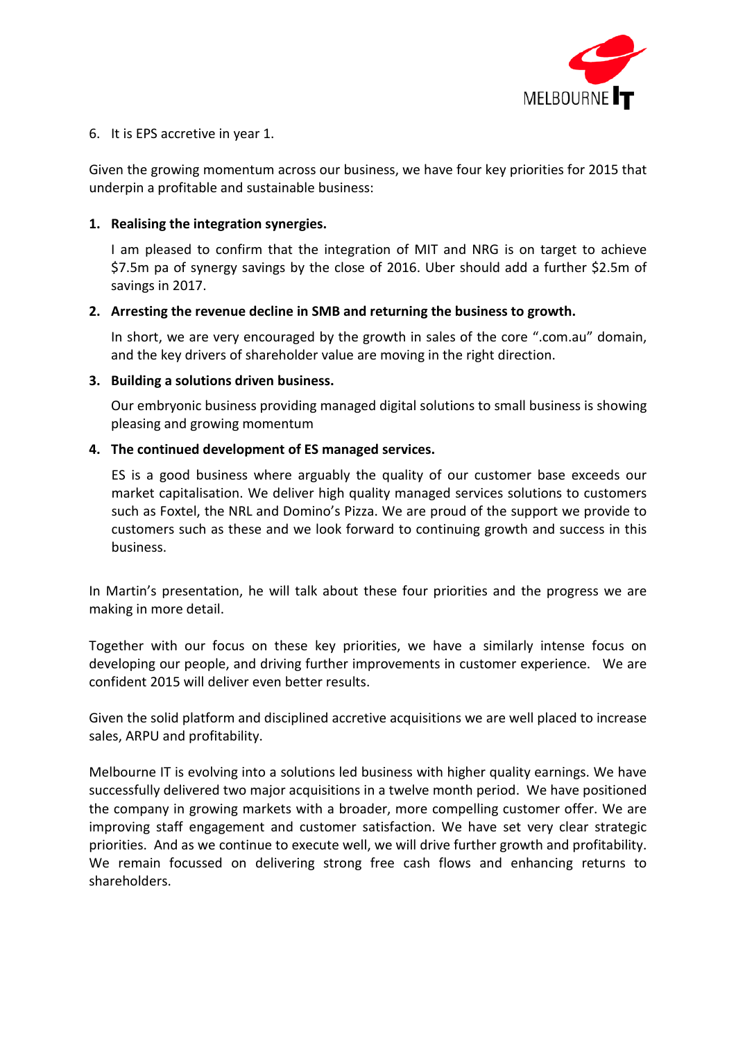6. It is EPS accretive in year 1.

Given the growing momentum across our business, we have four key priorities for 2015 that underpin a profitable and sustainable business:

1. **Realising the integration synergies.**

   I am pleased to confirm that the integration of MIT and NRG is on target to achieve $7.5m pa of synergy savings by the close of 2016. Uber should add a further $2.5m of savings in 2017.

2. **Arresting the revenue decline in SMB and returning the business to growth.**

   In short, we are very encouraged by the growth in sales of the core ".com.au" domain, and the key drivers of shareholder value are moving in the right direction.

3. **Building a solutions driven business.**

   Our embryonic business providing managed digital solutions to small business is showing pleasing and growing momentum

4. **The continued development of ES managed services.**

   ES is a good business where arguably the quality of our customer base exceeds our market capitalisation. We deliver high quality managed services solutions to customers such as Foxtel, the NRL and Domino's Pizza. We are proud of the support we provide to customers such as these and we look forward to continuing growth and success in this business.

In Martin's presentation, he will talk about these four priorities and the progress we are making in more detail.

Together with our focus on these key priorities, we have a similarly intense focus on developing our people, and driving further improvements in customer experience. We are confident 2015 will deliver even better results.

Given the solid platform and disciplined accretive acquisitions we are well placed to increase sales, ARPU and profitability.

Melbourne IT is evolving into a solutions led business with higher quality earnings. We have successfully delivered two major acquisitions in a twelve month period. We have positioned the company in growing markets with a broader, more compelling customer offer. We are improving staff engagement and customer satisfaction. We have set very clear strategic priorities. And as we continue to execute well, we will drive further growth and profitability. We remain focussed on delivering strong free cash flows and enhancing returns to shareholders.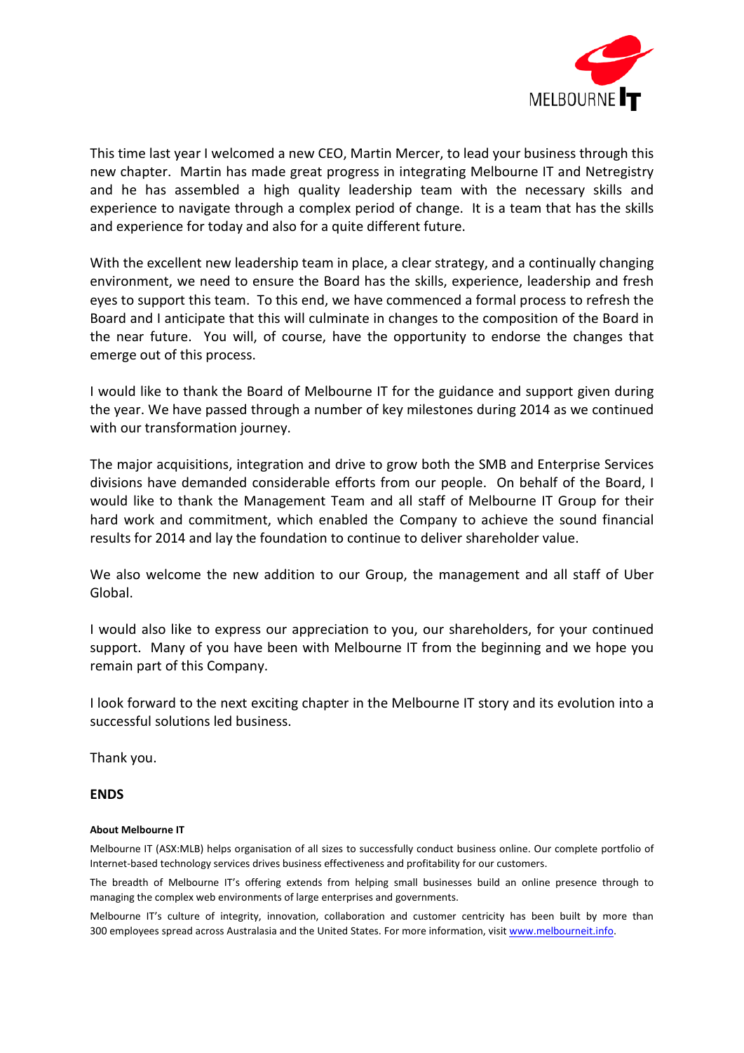This time last year I welcomed a new CEO, Martin Mercer, to lead your business through this new chapter. Martin has made great progress in integrating Melbourne IT and Netregistry and he has assembled a high quality leadership team with the necessary skills and experience to navigate through a complex period of change. It is a team that has the skills and experience for today and also for a quite different future.

With the excellent new leadership team in place, a clear strategy, and a continually changing environment, we need to ensure the Board has the skills, experience, leadership and fresh eyes to support this team. To this end, we have commenced a formal process to refresh the Board and I anticipate that this will culminate in changes to the composition of the Board in the near future. You will, of course, have the opportunity to endorse the changes that emerge out of this process.

I would like to thank the Board of Melbourne IT for the guidance and support given during the year. We have passed through a number of key milestones during 2014 as we continued with our transformation journey.

The major acquisitions, integration and drive to grow both the SMB and Enterprise Services divisions have demanded considerable efforts from our people. On behalf of the Board, I would like to thank the Management Team and all staff of Melbourne IT Group for their hard work and commitment, which enabled the Company to achieve the sound financial results for 2014 and lay the foundation to continue to deliver shareholder value.

We also welcome the new addition to our Group, the management and all staff of Uber Global.

I would also like to express our appreciation to you, our shareholders, for your continued support. Many of you have been with Melbourne IT from the beginning and we hope you remain part of this Company.

I look forward to the next exciting chapter in the Melbourne IT story and its evolution into a successful solutions led business.

Thank you.

**ENDS**

**About Melbourne IT**

Melbourne IT (ASX:MLB) helps organisation of all sizes to successfully conduct business online. Our complete portfolio of Internet-based technology services drives business effectiveness and profitability for our customers.

The breadth of Melbourne IT's offering extends from helping small businesses build an online presence through to managing the complex web environments of large enterprises and governments.

Melbourne IT's culture of integrity, innovation, collaboration and customer centricity has been built by more than 300 employees spread across Australasia and the United States. For more information, visit www.melbourneit.info.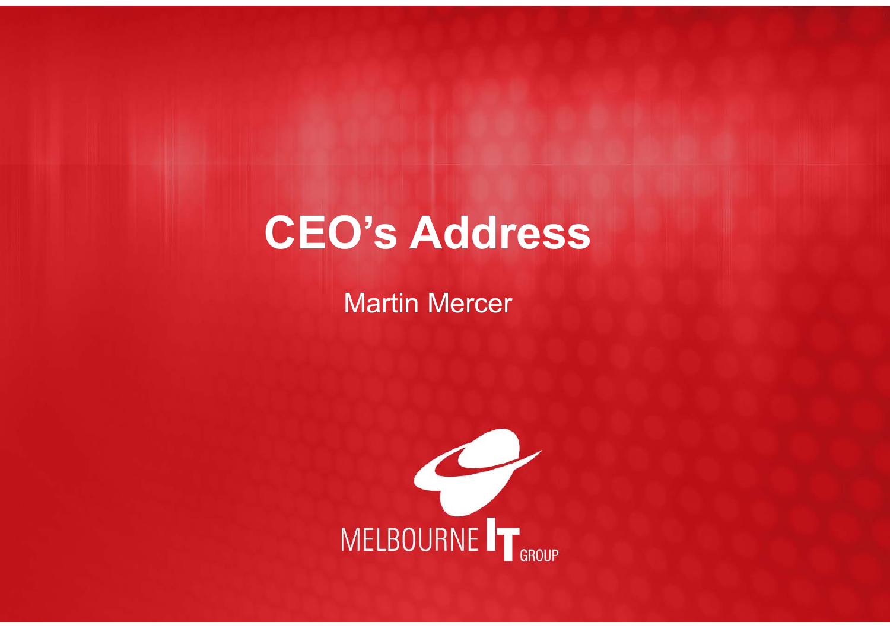# CEO's Address

Martin Mercer

MELBOURNE IT GROUP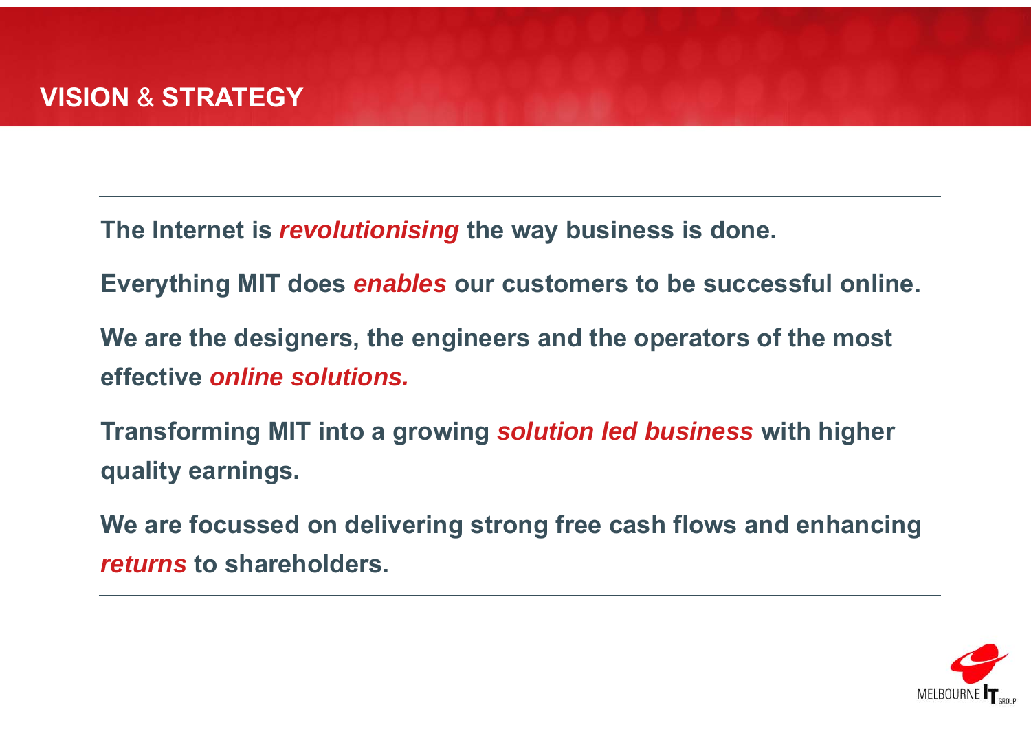# VISION & STRATEGY

**The Internet is *revolutionising* the way business is done.**

**Everything MIT does *enables* our customers to be successful online.**

**We are the designers, the engineers and the operators of the most effective *online solutions.***

**Transforming MIT into a growing *solution led business* with higher quality earnings.**

**We are focussed on delivering strong free cash flows and enhancing *returns* to shareholders.**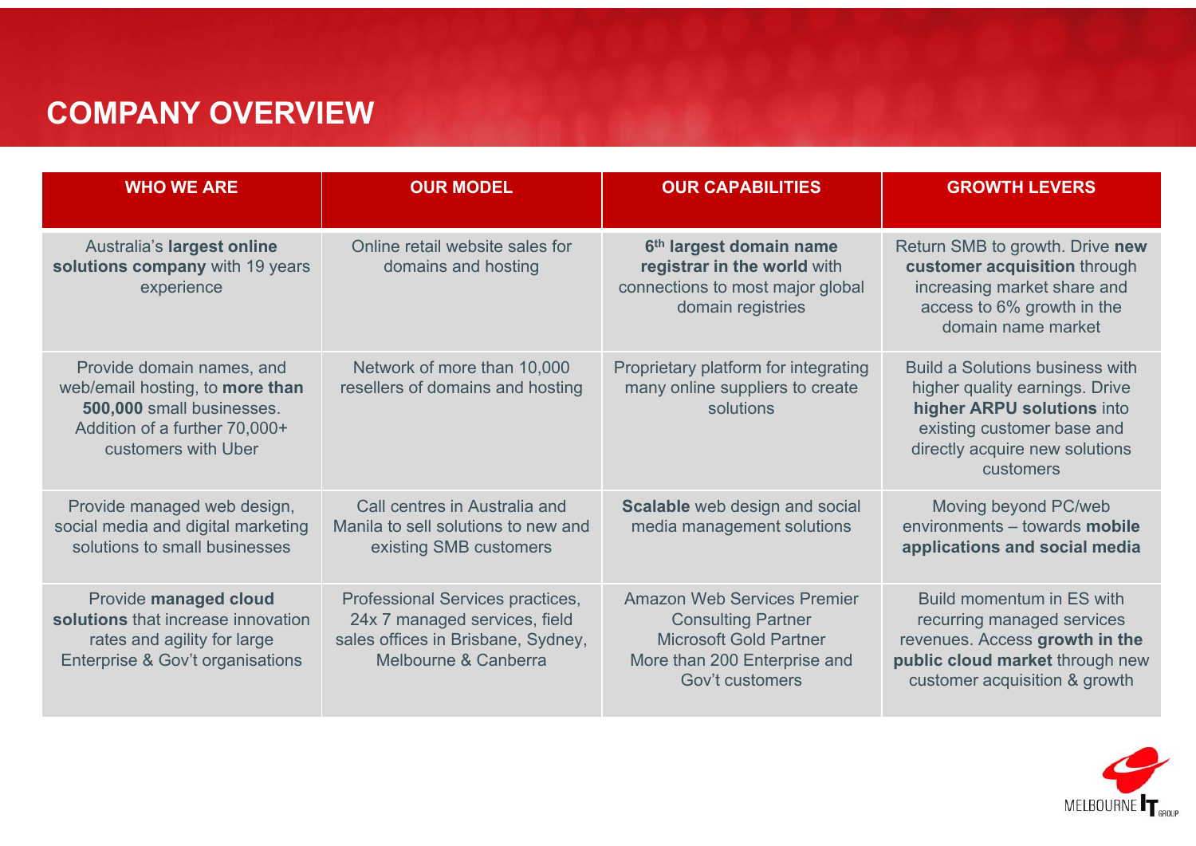# COMPANY OVERVIEW

| WHO WE ARE | OUR MODEL | OUR CAPABILITIES | GROWTH LEVERS |
|---|---|---|---|
| Australia's **largest online solutions company** with 19 years experience | Online retail website sales for domains and hosting | **6th largest domain name registrar in the world** with connections to most major global domain registries | Return SMB to growth. Drive **new customer acquisition** through increasing market share and access to 6% growth in the domain name market |
| Provide domain names, and web/email hosting, to **more than 500,000** small businesses. Addition of a further 70,000+ customers with Uber | Network of more than 10,000 resellers of domains and hosting | Proprietary platform for integrating many online suppliers to create solutions | Build a Solutions business with higher quality earnings. Drive **higher ARPU solutions** into existing customer base and directly acquire new solutions customers |
| Provide managed web design, social media and digital marketing solutions to small businesses | Call centres in Australia and Manila to sell solutions to new and existing SMB customers | **Scalable** web design and social media management solutions | Moving beyond PC/web environments – towards **mobile applications and social media** |
| Provide **managed cloud solutions** that increase innovation rates and agility for large Enterprise & Gov't organisations | Professional Services practices, 24x 7 managed services, field sales offices in Brisbane, Sydney, Melbourne & Canberra | Amazon Web Services Premier Consulting Partner<br>Microsoft Gold Partner<br>More than 200 Enterprise and Gov't customers | Build momentum in ES with recurring managed services revenues. Access **growth in the public cloud market** through new customer acquisition & growth |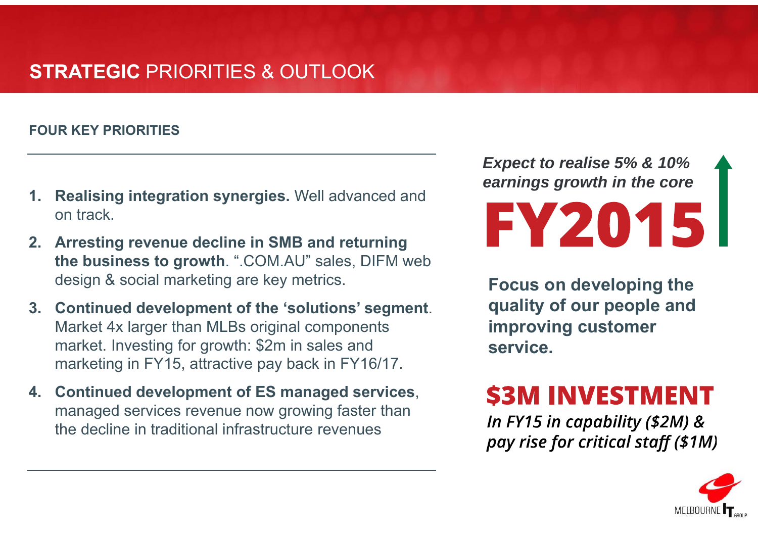# **STRATEGIC** PRIORITIES & OUTLOOK

## FOUR KEY PRIORITIES

1. **Realising integration synergies.** Well advanced and on track.
2. **Arresting revenue decline in SMB and returning the business to growth**. ".COM.AU" sales, DIFM web design & social marketing are key metrics.
3. **Continued development of the 'solutions' segment**. Market 4x larger than MLBs original components market. Investing for growth: $2m in sales and marketing in FY15, attractive pay back in FY16/17.
4. **Continued development of ES managed services**, managed services revenue now growing faster than the decline in traditional infrastructure revenues

***Expect to realise 5% & 10% earnings growth in the core***

**FY2015**

**Focus on developing the quality of our people and improving customer service.**

**$3M INVESTMENT**

*In FY15 in capability ($2M) & pay rise for critical staff ($1M)*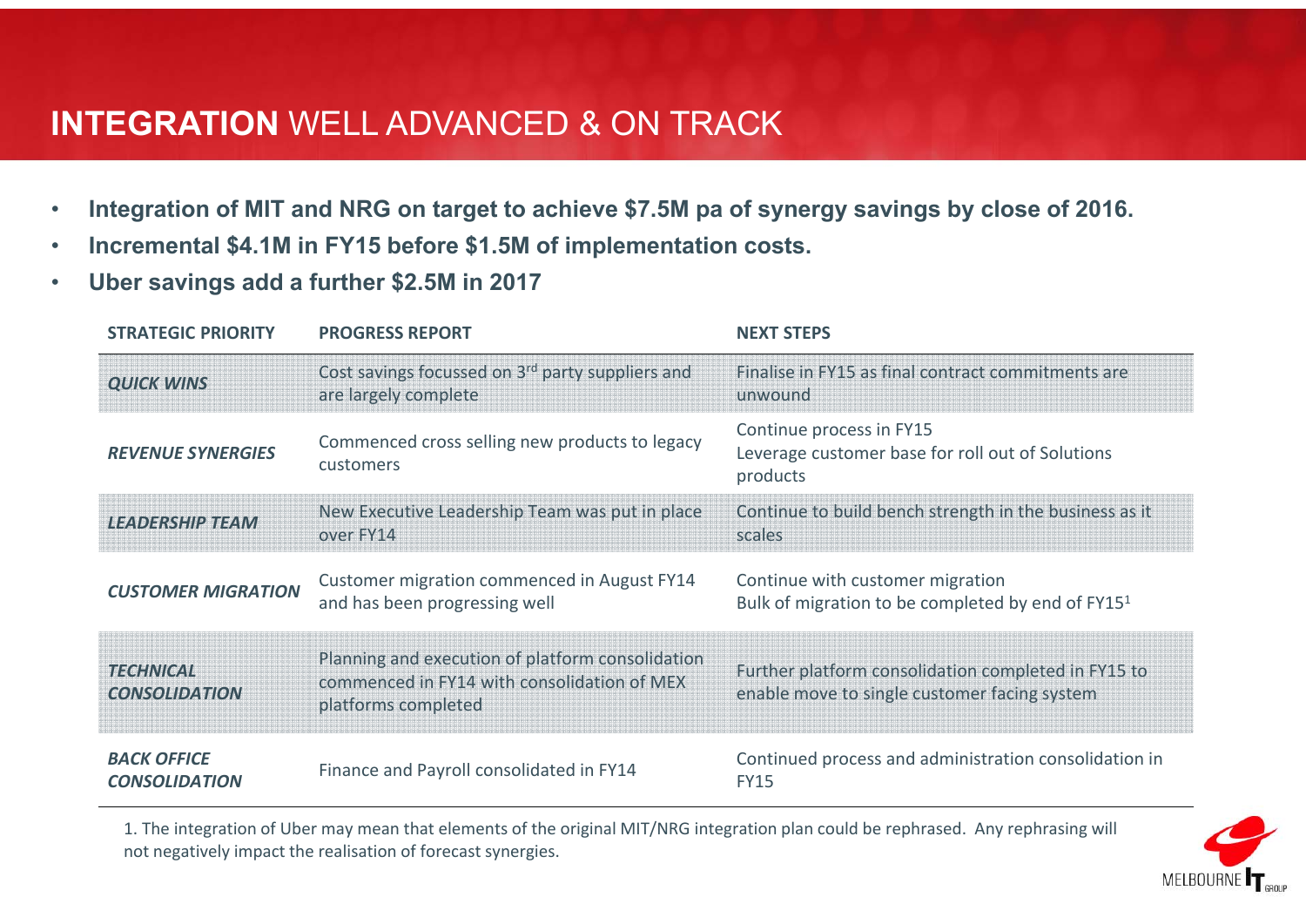# **INTEGRATION** WELL ADVANCED & ON TRACK

- **Integration of MIT and NRG on target to achieve $7.5M pa of synergy savings by close of 2016.**
- **Incremental $4.1M in FY15 before $1.5M of implementation costs.**
- **Uber savings add a further $2.5M in 2017**

| STRATEGIC PRIORITY | PROGRESS REPORT | NEXT STEPS |
|---|---|---|
| ***QUICK WINS*** | Cost savings focussed on 3rd party suppliers and are largely complete | Finalise in FY15 as final contract commitments are unwound |
| ***REVENUE SYNERGIES*** | Commenced cross selling new products to legacy customers | Continue process in FY15<br>Leverage customer base for roll out of Solutions products |
| ***LEADERSHIP TEAM*** | New Executive Leadership Team was put in place over FY14 | Continue to build bench strength in the business as it scales |
| ***CUSTOMER MIGRATION*** | Customer migration commenced in August FY14 and has been progressing well | Continue with customer migration<br>Bulk of migration to be completed by end of FY15[1] |
| ***TECHNICAL CONSOLIDATION*** | Planning and execution of platform consolidation commenced in FY14 with consolidation of MEX platforms completed | Further platform consolidation completed in FY15 to enable move to single customer facing system |
| ***BACK OFFICE CONSOLIDATION*** | Finance and Payroll consolidated in FY14 | Continued process and administration consolidation in FY15 |

1. The integration of Uber may mean that elements of the original MIT/NRG integration plan could be rephrased. Any rephrasing will not negatively impact the realisation of forecast synergies.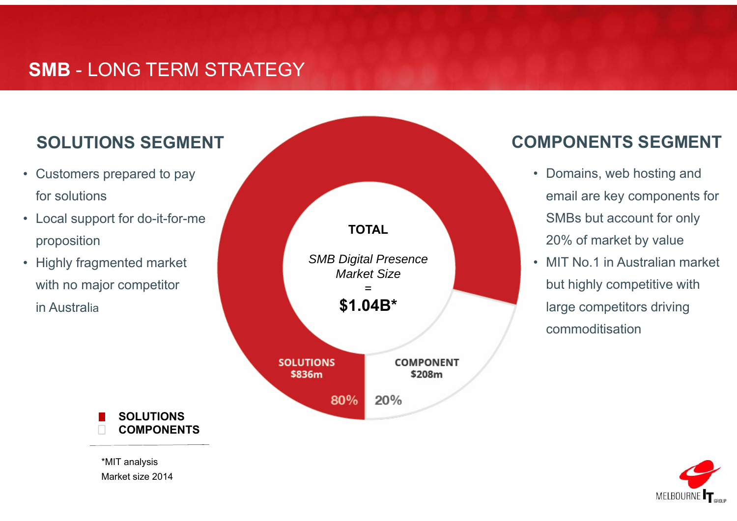# **SMB** - LONG TERM STRATEGY

## SOLUTIONS SEGMENT

- Customers prepared to pay for solutions
- Local support for do-it-for-me proposition
- Highly fragmented market with no major competitor in Australia

**TOTAL**

*SMB Digital Presence Market Size*
=
**$1.04B***

SOLUTIONS $836m 80%

COMPONENT $208m 20%

- SOLUTIONS
- COMPONENTS

## COMPONENTS SEGMENT

- Domains, web hosting and email are key components for SMBs but account for only 20% of market by value
- MIT No.1 in Australian market but highly competitive with large competitors driving commoditisation

*MIT analysis
Market size 2014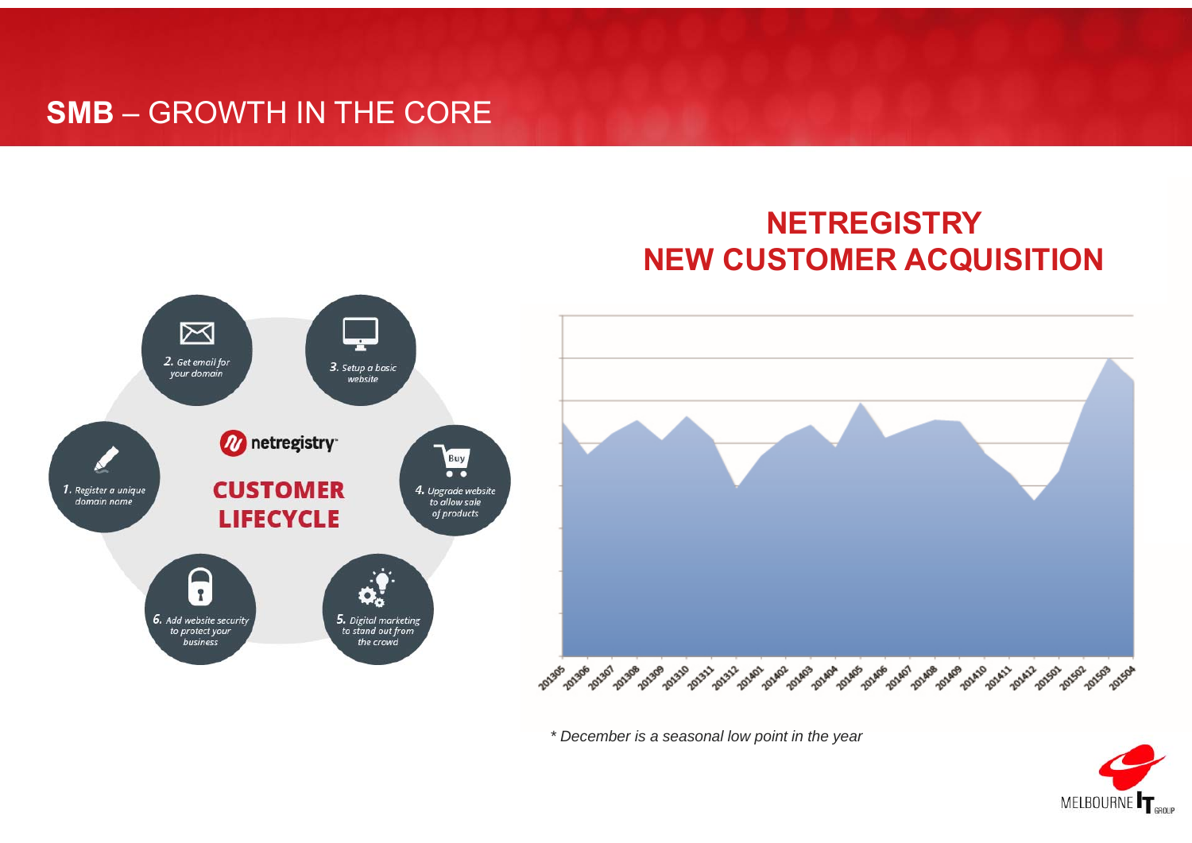# SMB – GROWTH IN THE CORE

## NETREGISTRY NEW CUSTOMER ACQUISITION

netregistry

**CUSTOMER LIFECYCLE**

1. Register a unique domain name
2. Get email for your domain
3. Setup a basic website
4. Upgrade website to allow sale of products
5. Digital marketing to stand out from the crowd
6. Add website security to protect your business

201305, 201306, 201307, 201308, 201309, 201310, 201311, 201312, 201401, 201402, 201403, 201404, 201405, 201406, 201407, 201408, 201409, 201410, 201411, 201412, 201501, 201502, 201503, 201504

*\* December is a seasonal low point in the year*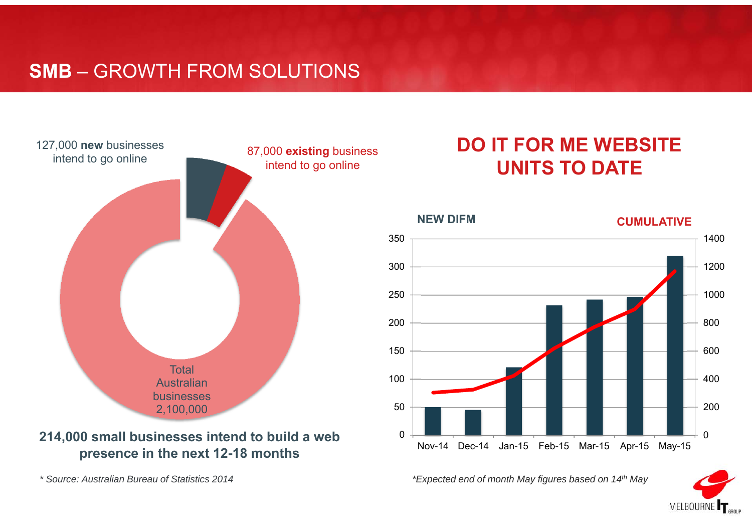# **SMB** – GROWTH FROM SOLUTIONS

127,000 **new** businesses intend to go online

87,000 **existing** business intend to go online

Total Australian businesses 2,100,000

**214,000 small businesses intend to build a web presence in the next 12-18 months**

*\* Source: Australian Bureau of Statistics 2014*

## DO IT FOR ME WEBSITE UNITS TO DATE

**NEW DIFM** | **CUMULATIVE**

| Month | New DIFM (approx.) | Cumulative (approx.) |
|---|---|---|
| Nov-14 | 50 | 300 |
| Dec-14 | 45 | 320 |
| Jan-15 | 120 | 420 |
| Feb-15 | 230 | 630 |
| Mar-15 | 240 | 780 |
| Apr-15 | 245 | 900 |
| May-15 | 320 | 1170 |

*\*Expected end of month May figures based on 14th May*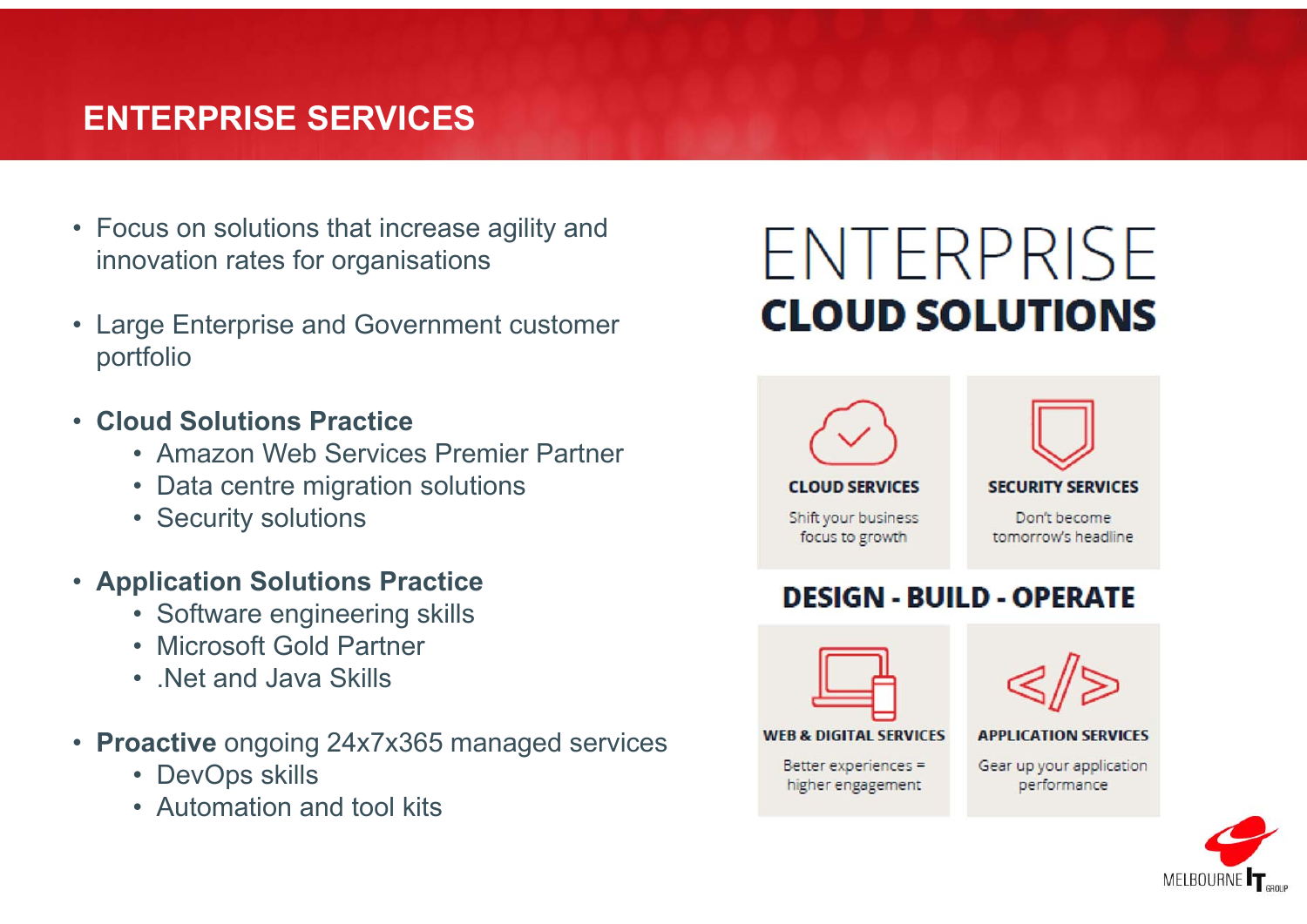# ENTERPRISE SERVICES

- Focus on solutions that increase agility and innovation rates for organisations
- Large Enterprise and Government customer portfolio
- **Cloud Solutions Practice**
  - Amazon Web Services Premier Partner
  - Data centre migration solutions
  - Security solutions
- **Application Solutions Practice**
  - Software engineering skills
  - Microsoft Gold Partner
  - .Net and Java Skills
- **Proactive** ongoing 24x7x365 managed services
  - DevOps skills
  - Automation and tool kits

## ENTERPRISE **CLOUD SOLUTIONS**

**CLOUD SERVICES**
Shift your business focus to growth

**SECURITY SERVICES**
Don't become tomorrow's headline

**DESIGN - BUILD - OPERATE**

**WEB & DIGITAL SERVICES**
Better experiences = higher engagement

**APPLICATION SERVICES**
Gear up your application performance

MELBOURNE IT GROUP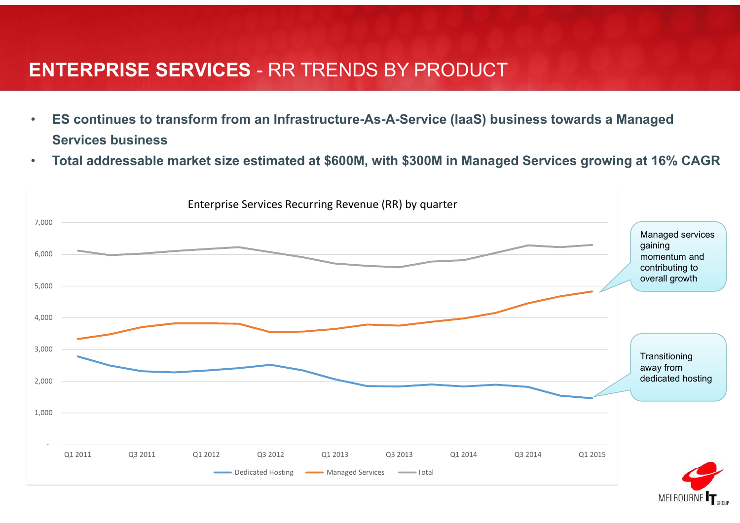# ENTERPRISE SERVICES - RR TRENDS BY PRODUCT

- **ES continues to transform from an Infrastructure-As-A-Service (IaaS) business towards a Managed Services business**
- **Total addressable market size estimated at $600M, with $300M in Managed Services growing at 16% CAGR**

Enterprise Services Recurring Revenue (RR) by quarter

7,000
6,000
5,000
4,000
3,000
2,000
1,000
-

Q1 2011 Q3 2011 Q1 2012 Q3 2012 Q1 2013 Q3 2013 Q1 2014 Q3 2014 Q1 2015

Dedicated Hosting Managed Services Total

Managed services gaining momentum and contributing to overall growth

Transitioning away from dedicated hosting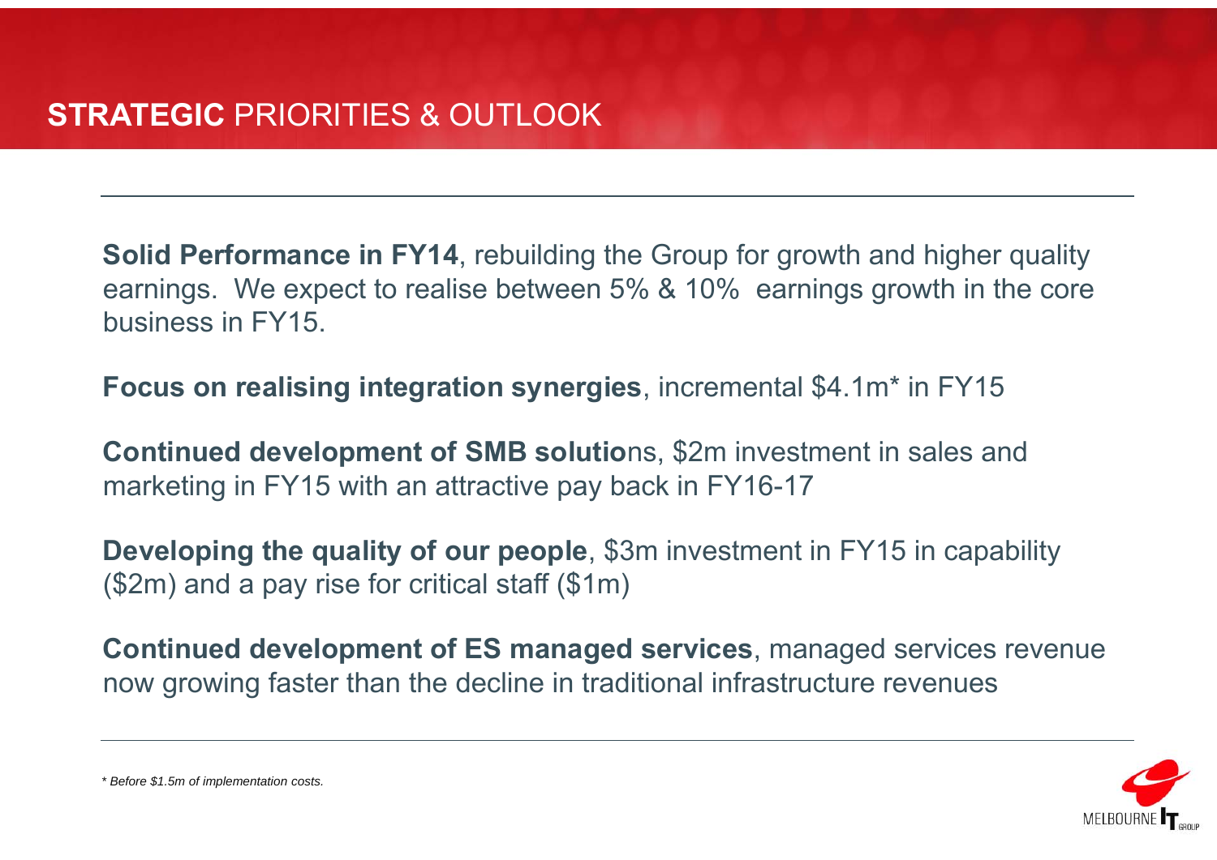# **STRATEGIC** PRIORITIES & OUTLOOK

**Solid Performance in FY14**, rebuilding the Group for growth and higher quality earnings. We expect to realise between 5% & 10% earnings growth in the core business in FY15.

**Focus on realising integration synergies**, incremental $4.1m* in FY15

**Continued development of SMB solutio**ns, $2m investment in sales and marketing in FY15 with an attractive pay back in FY16-17

**Developing the quality of our people**, $3m investment in FY15 in capability ($2m) and a pay rise for critical staff ($1m)

**Continued development of ES managed services**, managed services revenue now growing faster than the decline in traditional infrastructure revenues

*\* Before $1.5m of implementation costs.*

MELBOURNE IT GROUP